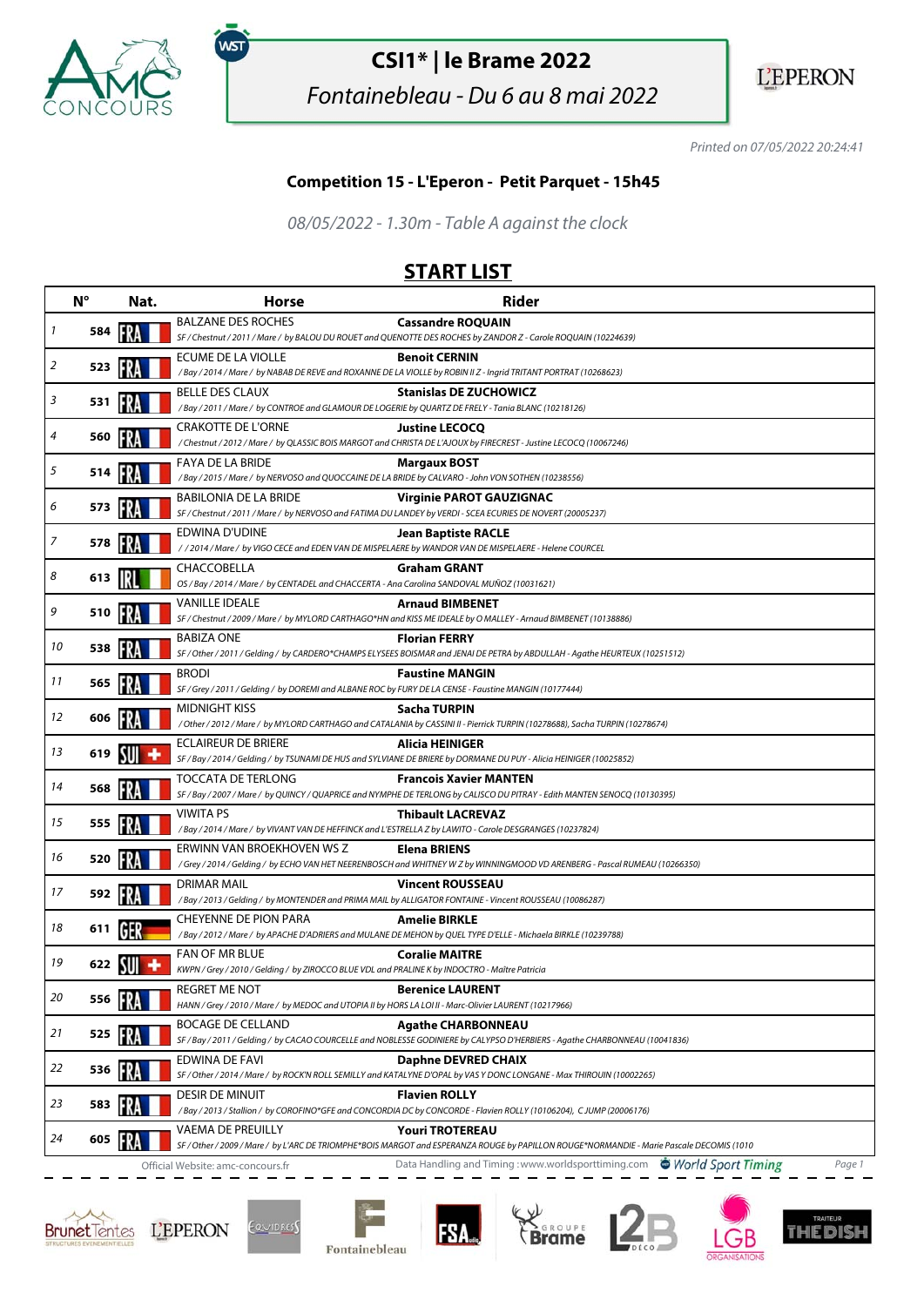# CSI1* | le Brame 2022

*Fontainebleau - Du 6 au 8 mai 2022*

*Printed on 07/05/2022 20:24:41*

## Competition 15 - L'Eperon - Petit Parquet - 15h45

*08/05/2022 - 1.30m - Table A against the clock*

## START LIST

| | N° | Nat. | Horse | Rider |
|---|---|---|---|---|
| 1 | 584 | FRA | BALZANE DES ROCHES<br>SF / Chestnut / 2011 / Mare / by BALOU DU ROUET and QUENOTTE DES ROCHES by ZANDOR Z - Carole ROQUAIN (10224639) | **Cassandre ROQUAIN** |
| 2 | 523 | FRA | ECUME DE LA VIOLLE<br>/ Bay / 2014 / Mare / by NABAB DE REVE and ROXANNE DE LA VIOLLE by ROBIN II Z - Ingrid TRITANT PORTRAT (10268623) | **Benoit CERNIN** |
| 3 | 531 | FRA | BELLE DES CLAUX<br>/ Bay / 2011 / Mare / by CONTROE and GLAMOUR DE LOGERIE by QUARTZ DE FRELY - Tania BLANC (10218126) | **Stanislas DE ZUCHOWICZ** |
| 4 | 560 | FRA | CRAKOTTE DE L'ORNE<br>/ Chestnut / 2012 / Mare / by QLASSIC BOIS MARGOT and CHRISTA DE L'AJOUX by FIRECREST - Justine LECOCQ (10067246) | **Justine LECOCQ** |
| 5 | 514 | FRA | FAYA DE LA BRIDE<br>/ Bay / 2015 / Mare / by NERVOSO and QUOCCAINE DE LA BRIDE by CALVARO - John VON SOTHEN (10238556) | **Margaux BOST** |
| 6 | 573 | FRA | BABILONIA DE LA BRIDE<br>SF / Chestnut / 2011 / Mare / by NERVOSO and FATIMA DU LANDEY by VERDI - SCEA ECURIES DE NOVERT (20005237) | **Virginie PAROT GAUZIGNAC** |
| 7 | 578 | FRA | EDWINA D'UDINE<br>/ / 2014 / Mare / by VIGO CECE and EDEN VAN DE MISPELAERE by WANDOR VAN DE MISPELAERE - Helene COURCEL | **Jean Baptiste RACLE** |
| 8 | 613 | IRL | CHACCOBELLA<br>OS / Bay / 2014 / Mare / by CENTADEL and CHACCERTA - Ana Carolina SANDOVAL MUÑOZ (10031621) | **Graham GRANT** |
| 9 | 510 | FRA | VANILLE IDEALE<br>SF / Chestnut / 2009 / Mare / by MYLORD CARTHAGO*HN and KISS ME IDEALE by O MALLEY - Arnaud BIMBENET (10138886) | **Arnaud BIMBENET** |
| 10 | 538 | FRA | BABIZA ONE<br>SF / Other / 2011 / Gelding / by CARDERO*CHAMPS ELYSEES BOISMAR and JENAI DE PETRA by ABDULLAH - Agathe HEURTEUX (10251512) | **Florian FERRY** |
| 11 | 565 | FRA | BRODI<br>SF / Grey / 2011 / Gelding / by DOREMI and ALBANE ROC by FURY DE LA CENSE - Faustine MANGIN (10177444) | **Faustine MANGIN** |
| 12 | 606 | FRA | MIDNIGHT KISS<br>/ Other / 2012 / Mare / by MYLORD CARTHAGO and CATALANIA by CASSINI II - Pierrick TURPIN (10278688), Sacha TURPIN (10278674) | **Sacha TURPIN** |
| 13 | 619 | SUI | ECLAIREUR DE BRIERE<br>SF / Bay / 2014 / Gelding / by TSUNAMI DE HUS and SYLVIANE DE BRIERE by DORMANE DU PUY - Alicia HEINIGER (10025852) | **Alicia HEINIGER** |
| 14 | 568 | FRA | TOCCATA DE TERLONG<br>SF / Bay / 2007 / Mare / by QUINCY / QUAPRICE and NYMPHE DE TERLONG by CALISCO DU PITRAY - Edith MANTEN SENOCQ (10130395) | **Francois Xavier MANTEN** |
| 15 | 555 | FRA | VIWITA PS<br>/ Bay / 2014 / Mare / by VIVANT VAN DE HEFFINCK and L'ESTRELLA Z by LAWITO - Carole DESGRANGES (10237824) | **Thibault LACREVAZ** |
| 16 | 520 | FRA | ERWINN VAN BROEKHOVEN WS Z<br>/ Grey / 2014 / Gelding / by ECHO VAN HET NEERENBOSCH and WHITNEY W Z by WINNINGMOOD VD ARENBERG - Pascal RUMEAU (10266350) | **Elena BRIENS** |
| 17 | 592 | FRA | DRIMAR MAIL<br>/ Bay / 2013 / Gelding / by MONTENDER and PRIMA MAIL by ALLIGATOR FONTAINE - Vincent ROUSSEAU (10086287) | **Vincent ROUSSEAU** |
| 18 | 611 | GER | CHEYENNE DE PION PARA<br>/ Bay / 2012 / Mare / by APACHE D'ADRIERS and MULANE DE MEHON by QUEL TYPE D'ELLE - Michaela BIRKLE (10239788) | **Amelie BIRKLE** |
| 19 | 622 | SUI | FAN OF MR BLUE<br>KWPN / Grey / 2010 / Gelding / by ZIROCCO BLUE VDL and PRALINE K by INDOCTRO - Maître Patricia | **Coralie MAITRE** |
| 20 | 556 | FRA | REGRET ME NOT<br>HANN / Grey / 2010 / Mare / by MEDOC and UTOPIA II by HORS LA LOI II - Marc-Olivier LAURENT (10217966) | **Berenice LAURENT** |
| 21 | 525 | FRA | BOCAGE DE CELLAND<br>SF / Bay / 2011 / Gelding / by CACAO COURCELLE and NOBLESSE GODINIERE by CALYPSO D'HERBIERS - Agathe CHARBONNEAU (10041836) | **Agathe CHARBONNEAU** |
| 22 | 536 | FRA | EDWINA DE FAVI<br>SF / Other / 2014 / Mare / by ROCK'N ROLL SEMILLY and KATALYNE D'OPAL by VAS Y DONC LONGANE - Max THIROUIN (10002265) | **Daphne DEVRED CHAIX** |
| 23 | 583 | FRA | DESIR DE MINUIT<br>/ Bay / 2013 / Stallion / by COROFINO*GFE and CONCORDIA DC by CONCORDE - Flavien ROLLY (10106204), C JUMP (20006176) | **Flavien ROLLY** |
| 24 | 605 | FRA | VAEMA DE PREUILLY<br>SF / Other / 2009 / Mare / by L'ARC DE TRIOMPHE*BOIS MARGOT and ESPERANZA ROUGE by PAPILLON ROUGE*NORMANDIE - Marie Pascale DECOMIS (1010 | **Youri TROTEREAU** |

Official Website: amc-concours.fr — Data Handling and Timing : www.worldsporttiming.com — World Sport Timing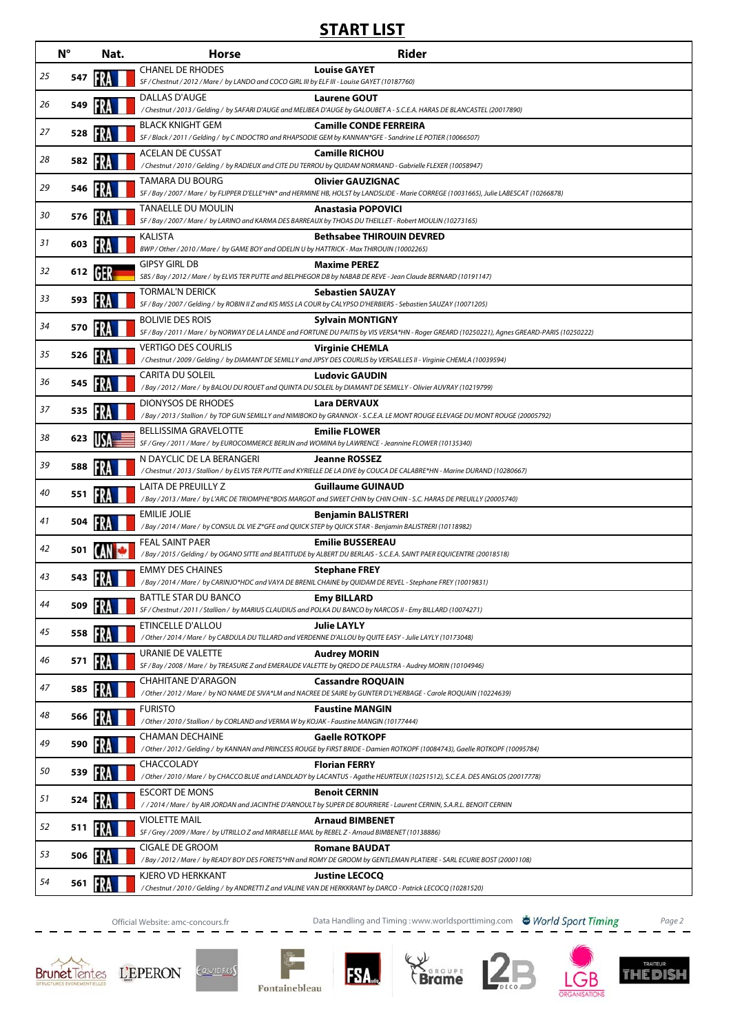# START LIST

| | N° | Nat. | Horse | Rider |
|---|---|---|---|---|
| 25 | 547 | FRA | CHANEL DE RHODES<br>*SF / Chestnut / 2012 / Mare / by LANDO and COCO GIRL III by ELF III - Louise GAYET (10187760)* | **Louise GAYET** |
| 26 | 549 | FRA | DALLAS D'AUGE<br>*/ Chestnut / 2013 / Gelding / by SAFARI D'AUGE and MELIBEA D'AUGE by GALOUBET A - S.C.E.A. HARAS DE BLANCASTEL (20017890)* | **Laurene GOUT** |
| 27 | 528 | FRA | BLACK KNIGHT GEM<br>*SF / Black / 2011 / Gelding / by C INDOCTRO and RHAPSODIE GEM by KANNAN*GFE - Sandrine LE POTIER (10066507)* | **Camille CONDE FERREIRA** |
| 28 | 582 | FRA | ACELAN DE CUSSAT<br>*/ Chestnut / 2010 / Gelding / by RADIEUX and CITE DU TERROU by QUIDAM NORMAND - Gabrielle FLEXER (10058947)* | **Camille RICHOU** |
| 29 | 546 | FRA | TAMARA DU BOURG<br>*SF / Bay / 2007 / Mare / by FLIPPER D'ELLE*HN* and HERMINE HB, HOLST by LANDSLIDE - Marie CORREGE (10031665), Julie LABESCAT (10266878)* | **Olivier GAUZIGNAC** |
| 30 | 576 | FRA | TANAELLE DU MOULIN<br>*SF / Bay / 2007 / Mare / by LARINO and KARMA DES BARREAUX by THOAS DU THEILLET - Robert MOULIN (10273165)* | **Anastasia POPOVICI** |
| 31 | 603 | FRA | KALISTA<br>*BWP / Other / 2010 / Mare / by GAME BOY and ODELIN U by HATTRICK - Max THIROUIN (10002265)* | **Bethsabee THIROUIN DEVRED** |
| 32 | 612 | GER | GIPSY GIRL DB<br>*SBS / Bay / 2012 / Mare / by ELVIS TER PUTTE and BELPHEGOR DB by NABAB DE REVE - Jean Claude BERNARD (10191147)* | **Maxime PEREZ** |
| 33 | 593 | FRA | TORMAL'N DERICK<br>*SF / Bay / 2007 / Gelding / by ROBIN II Z and KIS MISS LA COUR by CALYPSO D'HERBIERS - Sebastien SAUZAY (10071205)* | **Sebastien SAUZAY** |
| 34 | 570 | FRA | BOLIVIE DES ROIS<br>*SF / Bay / 2011 / Mare / by NORWAY DE LA LANDE and FORTUNE DU PAITIS by VIS VERSA*HN - Roger GREARD (10250221), Agnes GREARD-PARIS (10250222)* | **Sylvain MONTIGNY** |
| 35 | 526 | FRA | VERTIGO DES COURLIS<br>*/ Chestnut / 2009 / Gelding / by DIAMANT DE SEMILLY and JIPSY DES COURLIS by VERSAILLES II - Virginie CHEMLA (10039594)* | **Virginie CHEMLA** |
| 36 | 545 | FRA | CARITA DU SOLEIL<br>*/ Bay / 2012 / Mare / by BALOU DU ROUET and QUINTA DU SOLEIL by DIAMANT DE SEMILLY - Olivier AUVRAY (10219799)* | **Ludovic GAUDIN** |
| 37 | 535 | FRA | DIONYSOS DE RHODES<br>*/ Bay / 2013 / Stallion / by TOP GUN SEMILLY and NIMIBOKO by GRANNOX - S.C.E.A. LE MONT ROUGE ELEVAGE DU MONT ROUGE (20005792)* | **Lara DERVAUX** |
| 38 | 623 | USA | BELLISSIMA GRAVELOTTE<br>*SF / Grey / 2011 / Mare / by EUROCOMMERCE BERLIN and WOMINA by LAWRENCE - Jeannine FLOWER (10135340)* | **Emilie FLOWER** |
| 39 | 588 | FRA | N DAYCLIC DE LA BERANGERI<br>*/ Chestnut / 2013 / Stallion / by ELVIS TER PUTTE and KYRIELLE DE LA DIVE by COUCA DE CALABRE*HN - Marine DURAND (10280667)* | **Jeanne ROSSEZ** |
| 40 | 551 | FRA | LAITA DE PREUILLY Z<br>*/ Bay / 2013 / Mare / by L'ARC DE TRIOMPHE*BOIS MARGOT and SWEET CHIN by CHIN CHIN - S.C. HARAS DE PREUILLY (20005740)* | **Guillaume GUINAUD** |
| 41 | 504 | FRA | EMILIE JOLIE<br>*/ Bay / 2014 / Mare / by CONSUL DL VIE Z*GFE and QUICK STEP by QUICK STAR - Benjamin BALISTRERI (10118982)* | **Benjamin BALISTRERI** |
| 42 | 501 | CAN | FEAL SAINT PAER<br>*/ Bay / 2015 / Gelding / by OGANO SITTE and BEATITUDE by ALBERT DU BERLAIS - S.C.E.A. SAINT PAER EQUICENTRE (20018518)* | **Emilie BUSSEREAU** |
| 43 | 543 | FRA | EMMY DES CHAINES<br>*/ Bay / 2014 / Mare / by CARINJO*HDC and VAYA DE BRENIL CHAINE by QUIDAM DE REVEL - Stephane FREY (10019831)* | **Stephane FREY** |
| 44 | 509 | FRA | BATTLE STAR DU BANCO<br>*SF / Chestnut / 2011 / Stallion / by MARIUS CLAUDIUS and POLKA DU BANCO by NARCOS II - Emy BILLARD (10074271)* | **Emy BILLARD** |
| 45 | 558 | FRA | ETINCELLE D'ALLOU<br>*/ Other / 2014 / Mare / by CABDULA DU TILLARD and VERDENNE D'ALLOU by QUITE EASY - Julie LAYLY (10173048)* | **Julie LAYLY** |
| 46 | 571 | FRA | URANIE DE VALETTE<br>*SF / Bay / 2008 / Mare / by TREASURE Z and EMERAUDE VALETTE by QREDO DE PAULSTRA - Audrey MORIN (10104946)* | **Audrey MORIN** |
| 47 | 585 | FRA | CHAHITANE D'ARAGON<br>*/ Other / 2012 / Mare / by NO NAME DE SIVA*LM and NACREE DE SAIRE by GUNTER D'L'HERBAGE - Carole ROQUAIN (10224639)* | **Cassandre ROQUAIN** |
| 48 | 566 | FRA | FURISTO<br>*/ Other / 2010 / Stallion / by CORLAND and VERMA W by KOJAK - Faustine MANGIN (10177444)* | **Faustine MANGIN** |
| 49 | 590 | FRA | CHAMAN DECHAINE<br>*/ Other / 2012 / Gelding / by KANNAN and PRINCESS ROUGE by FIRST BRIDE - Damien ROTKOPF (10084743), Gaelle ROTKOPF (10095784)* | **Gaelle ROTKOPF** |
| 50 | 539 | FRA | CHACCOLADY<br>*/ Other / 2010 / Mare / by CHACCO BLUE and LANDLADY by LACANTUS - Agathe HEURTEUX (10251512), S.C.E.A. DES ANGLOS (20017778)* | **Florian FERRY** |
| 51 | 524 | FRA | ESCORT DE MONS<br>*/ / 2014 / Mare / by AIR JORDAN and JACINTHE D'ARNOULT by SUPER DE BOURRIERE - Laurent CERNIN, S.A.R.L. BENOIT CERNIN* | **Benoit CERNIN** |
| 52 | 511 | FRA | VIOLETTE MAIL<br>*SF / Grey / 2009 / Mare / by UTRILLO Z and MIRABELLE MAIL by REBEL Z - Arnaud BIMBENET (10138886)* | **Arnaud BIMBENET** |
| 53 | 506 | FRA | CIGALE DE GROOM<br>*/ Bay / 2012 / Mare / by READY BOY DES FORETS*HN and ROMY DE GROOM by GENTLEMAN PLATIERE - SARL ECURIE BOST (20001108)* | **Romane BAUDAT** |
| 54 | 561 | FRA | KJERO VD HERKKANT<br>*/ Chestnut / 2010 / Gelding / by ANDRETTI Z and VALINE VAN DE HERKKRANT by DARCO - Patrick LECOCQ (10281520)* | **Justine LECOCQ** |

Official Website: amc-concours.fr — Data Handling and Timing : www.worldsporttiming.com — World Sport Timing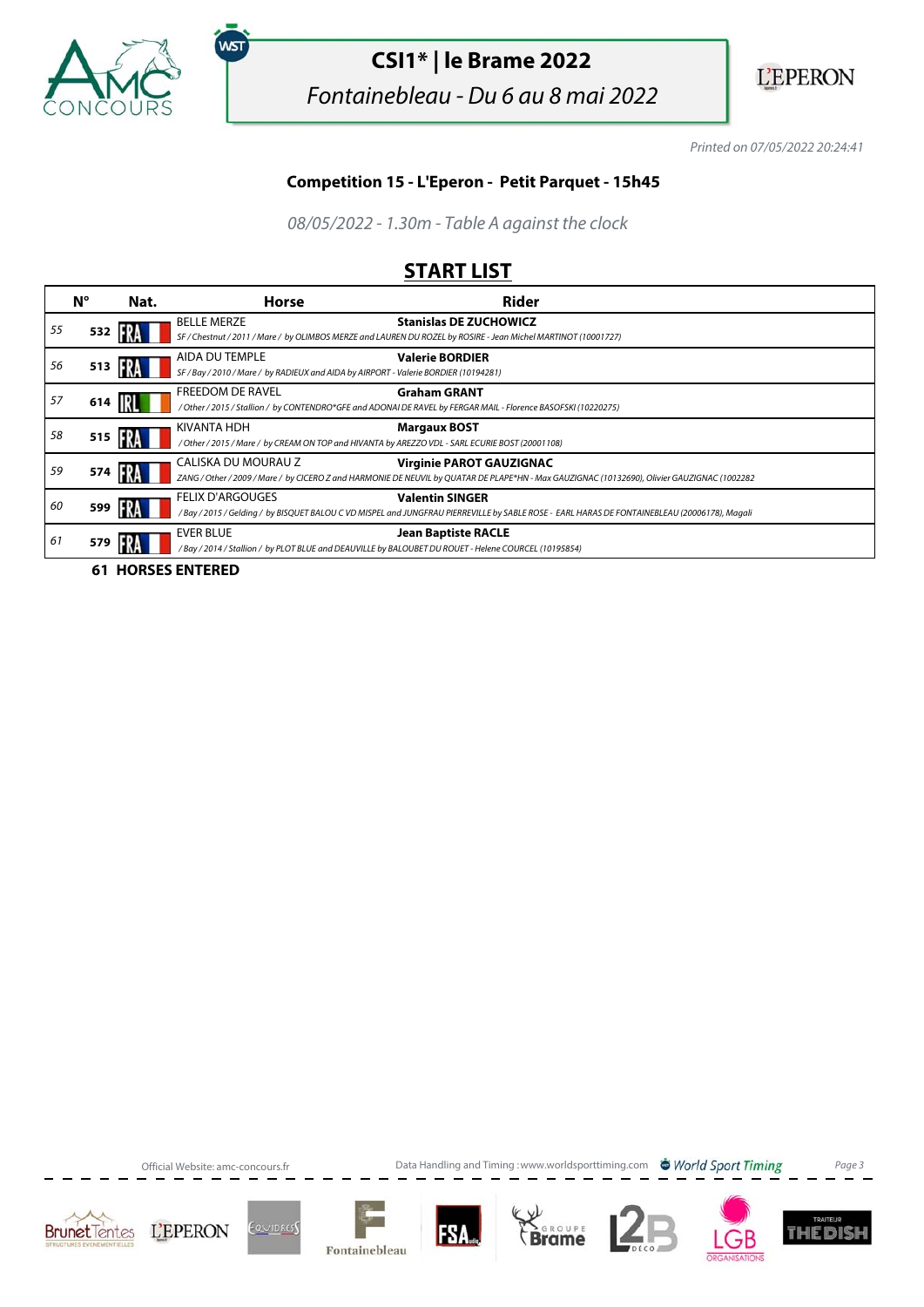# CSI1* | le Brame 2022

*Fontainebleau - Du 6 au 8 mai 2022*

*Printed on 07/05/2022 20:24:41*

### Competition 15 - L'Eperon - Petit Parquet - 15h45

*08/05/2022 - 1.30m - Table A against the clock*

## START LIST

| N° | | Nat. | Horse | Rider |
|---|---|---|---|---|
| 55 | 532 | FRA | BELLE MERZE<br>*SF / Chestnut / 2011 / Mare / by OLIMBOS MERZE and LAUREN DU ROZEL by ROSIRE - Jean Michel MARTINOT (10001727)* | **Stanislas DE ZUCHOWICZ** |
| 56 | 513 | FRA | AIDA DU TEMPLE<br>*SF / Bay / 2010 / Mare / by RADIEUX and AIDA by AIRPORT - Valerie BORDIER (10194281)* | **Valerie BORDIER** |
| 57 | 614 | IRL | FREEDOM DE RAVEL<br>*/ Other / 2015 / Stallion / by CONTENDRO*GFE and ADONAI DE RAVEL by FERGAR MAIL - Florence BASOFSKI (10220275)* | **Graham GRANT** |
| 58 | 515 | FRA | KIVANTA HDH<br>*/ Other / 2015 / Mare / by CREAM ON TOP and HIVANTA by AREZZO VDL - SARL ECURIE BOST (20001108)* | **Margaux BOST** |
| 59 | 574 | FRA | CALISKA DU MOURAU Z<br>*ZANG / Other / 2009 / Mare / by CICERO Z and HARMONIE DE NEUVIL by QUATAR DE PLAPE*HN - Max GAUZIGNAC (10132690), Olivier GAUZIGNAC (1002282* | **Virginie PAROT GAUZIGNAC** |
| 60 | 599 | FRA | FELIX D'ARGOUGES<br>*/ Bay / 2015 / Gelding / by BISQUET BALOU C VD MISPEL and JUNGFRAU PIERREVILLE by SABLE ROSE - EARL HARAS DE FONTAINEBLEAU (20006178), Magali* | **Valentin SINGER** |
| 61 | 579 | FRA | EVER BLUE<br>*/ Bay / 2014 / Stallion / by PLOT BLUE and DEAUVILLE by BALOUBET DU ROUET - Helene COURCEL (10195854)* | **Jean Baptiste RACLE** |

**61 HORSES ENTERED**

Official Website: amc-concours.fr

Data Handling and Timing : www.worldsporttiming.com World Sport Timing